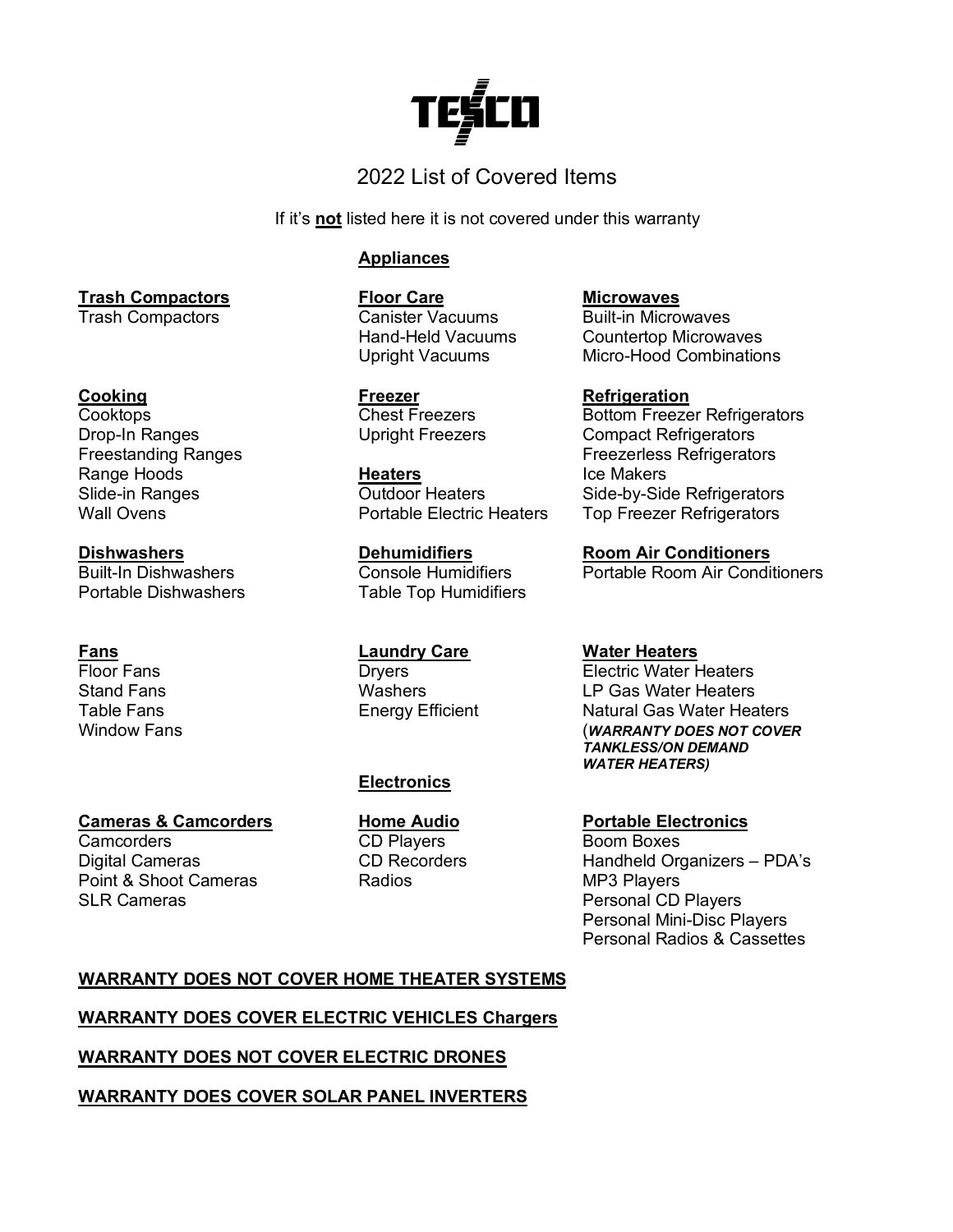# TESCO

## 2022 List of Covered Items

If it's **not** listed here it is not covered under this warranty

## Appliances

**Trash Compactors**
Trash Compactors

**Floor Care**
Canister Vacuums
Hand-Held Vacuums
Upright Vacuums

**Microwaves**
Built-in Microwaves
Countertop Microwaves
Micro-Hood Combinations

**Cooking**
Cooktops
Drop-In Ranges
Freestanding Ranges
Range Hoods
Slide-in Ranges
Wall Ovens

**Freezer**
Chest Freezers
Upright Freezers

**Heaters**
Outdoor Heaters
Portable Electric Heaters

**Refrigeration**
Bottom Freezer Refrigerators
Compact Refrigerators
Freezerless Refrigerators
Ice Makers
Side-by-Side Refrigerators
Top Freezer Refrigerators

**Dishwashers**
Built-In Dishwashers
Portable Dishwashers

**Dehumidifiers**
Console Humidifiers
Table Top Humidifiers

**Room Air Conditioners**
Portable Room Air Conditioners

**Fans**
Floor Fans
Stand Fans
Table Fans
Window Fans

**Laundry Care**
Dryers
Washers
Energy Efficient

**Water Heaters**
Electric Water Heaters
LP Gas Water Heaters
Natural Gas Water Heaters
(***WARRANTY DOES NOT COVER TANKLESS/ON DEMAND WATER HEATERS)***

## Electronics

**Cameras & Camcorders**
Camcorders
Digital Cameras
Point & Shoot Cameras
SLR Cameras

**Home Audio**
CD Players
CD Recorders
Radios

**Portable Electronics**
Boom Boxes
Handheld Organizers – PDA's
MP3 Players
Personal CD Players
Personal Mini-Disc Players
Personal Radios & Cassettes

**WARRANTY DOES NOT COVER HOME THEATER SYSTEMS**

**WARRANTY DOES COVER ELECTRIC VEHICLES Chargers**

**WARRANTY DOES NOT COVER ELECTRIC DRONES**

**WARRANTY DOES COVER SOLAR PANEL INVERTERS**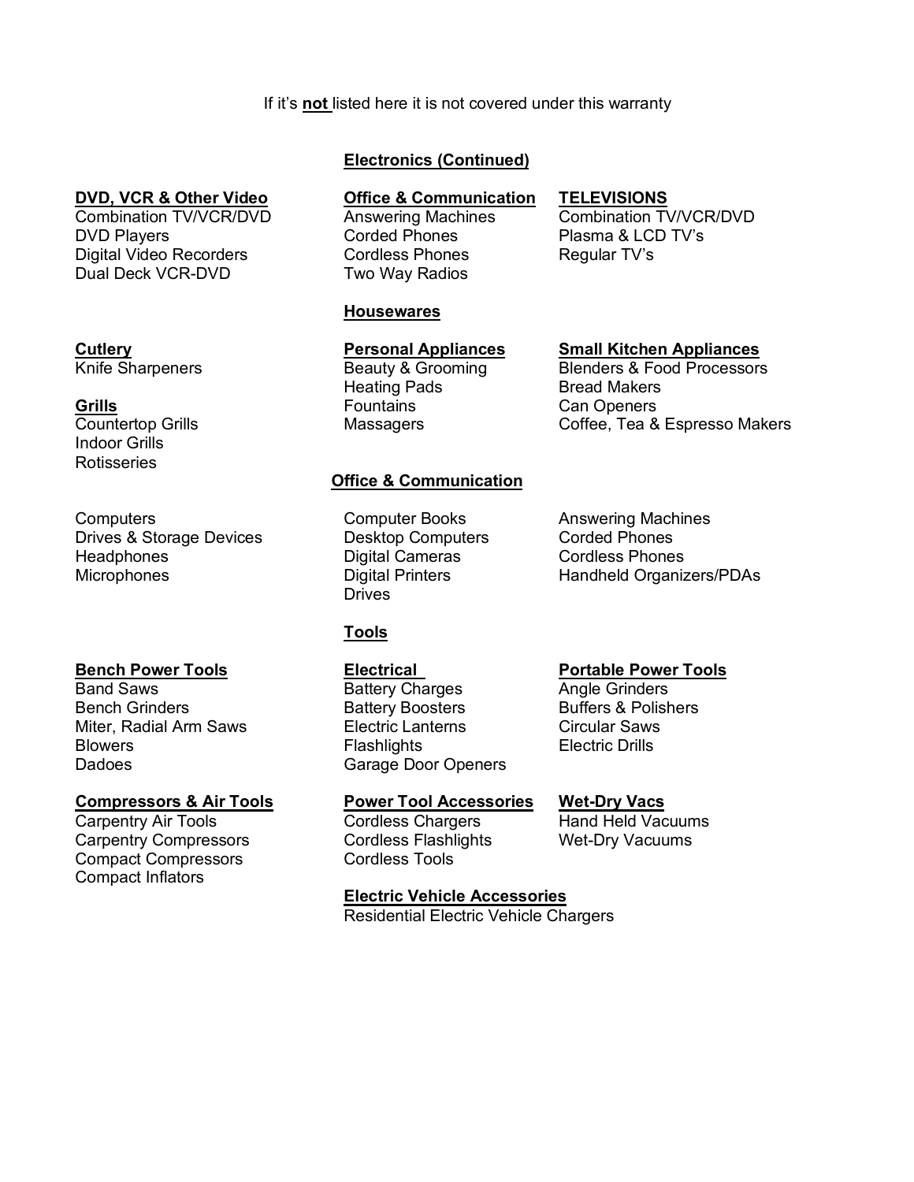If it's **not** listed here it is not covered under this warranty

## Electronics (Continued)

### DVD, VCR & Other Video

Combination TV/VCR/DVD
DVD Players
Digital Video Recorders
Dual Deck VCR-DVD

### Office & Communication

Answering Machines
Corded Phones
Cordless Phones
Two Way Radios

### TELEVISIONS

Combination TV/VCR/DVD
Plasma & LCD TV's
Regular TV's

## Housewares

### Cutlery

Knife Sharpeners

### Grills

Countertop Grills
Indoor Grills
Rotisseries

### Personal Appliances

Beauty & Grooming
Heating Pads
Fountains
Massagers

### Small Kitchen Appliances

Blenders & Food Processors
Bread Makers
Can Openers
Coffee, Tea & Espresso Makers

## Office & Communication

Computers
Drives & Storage Devices
Headphones
Microphones

Computer Books
Desktop Computers
Digital Cameras
Digital Printers
Drives

Answering Machines
Corded Phones
Cordless Phones
Handheld Organizers/PDAs

## Tools

### Bench Power Tools

Band Saws
Bench Grinders
Miter, Radial Arm Saws
Blowers
Dadoes

### Compressors & Air Tools

Carpentry Air Tools
Carpentry Compressors
Compact Compressors
Compact Inflators

### Electrical

Battery Charges
Battery Boosters
Electric Lanterns
Flashlights
Garage Door Openers

### Power Tool Accessories

Cordless Chargers
Cordless Flashlights
Cordless Tools

### Electric Vehicle Accessories

Residential Electric Vehicle Chargers

### Portable Power Tools

Angle Grinders
Buffers & Polishers
Circular Saws
Electric Drills

### Wet-Dry Vacs

Hand Held Vacuums
Wet-Dry Vacuums